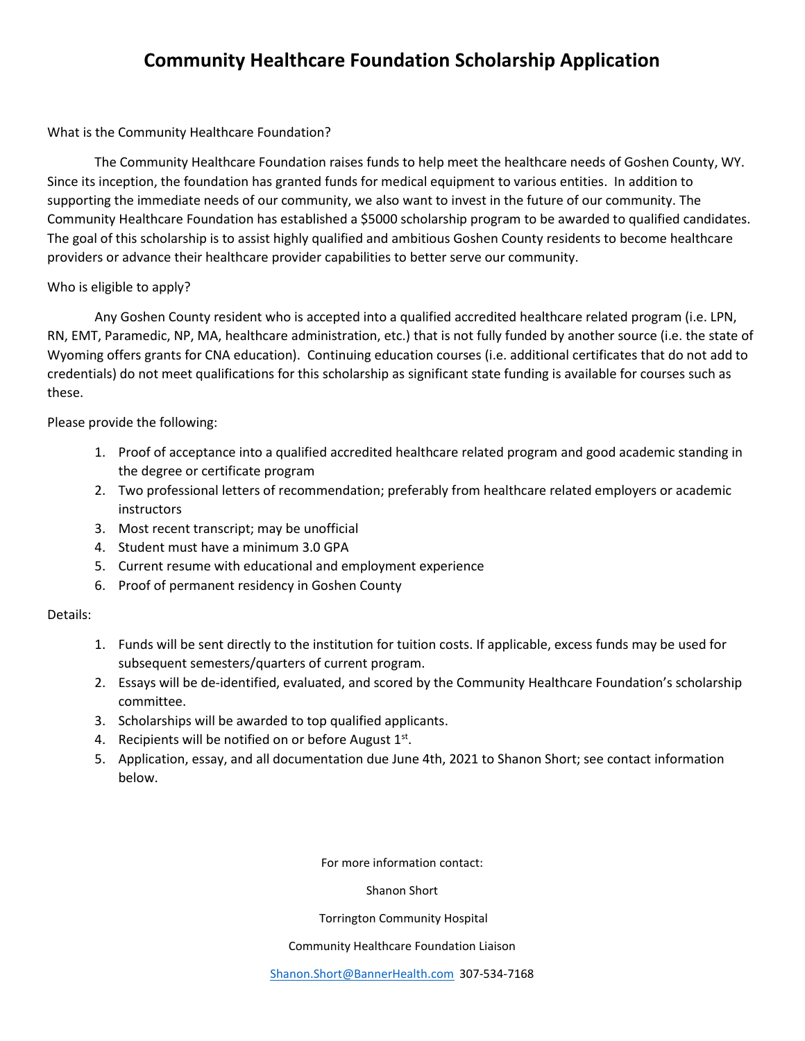# Community Healthcare Foundation Scholarship Application

What is the Community Healthcare Foundation?

The Community Healthcare Foundation raises funds to help meet the healthcare needs of Goshen County, WY. Since its inception, the foundation has granted funds for medical equipment to various entities. In addition to supporting the immediate needs of our community, we also want to invest in the future of our community. The Community Healthcare Foundation has established a $5000 scholarship program to be awarded to qualified candidates. The goal of this scholarship is to assist highly qualified and ambitious Goshen County residents to become healthcare providers or advance their healthcare provider capabilities to better serve our community.

Who is eligible to apply?

Any Goshen County resident who is accepted into a qualified accredited healthcare related program (i.e. LPN, RN, EMT, Paramedic, NP, MA, healthcare administration, etc.) that is not fully funded by another source (i.e. the state of Wyoming offers grants for CNA education). Continuing education courses (i.e. additional certificates that do not add to credentials) do not meet qualifications for this scholarship as significant state funding is available for courses such as these.

Please provide the following:

1. Proof of acceptance into a qualified accredited healthcare related program and good academic standing in the degree or certificate program
2. Two professional letters of recommendation; preferably from healthcare related employers or academic instructors
3. Most recent transcript; may be unofficial
4. Student must have a minimum 3.0 GPA
5. Current resume with educational and employment experience
6. Proof of permanent residency in Goshen County

Details:

1. Funds will be sent directly to the institution for tuition costs. If applicable, excess funds may be used for subsequent semesters/quarters of current program.
2. Essays will be de-identified, evaluated, and scored by the Community Healthcare Foundation's scholarship committee.
3. Scholarships will be awarded to top qualified applicants.
4. Recipients will be notified on or before August 1st.
5. Application, essay, and all documentation due June 4th, 2021 to Shanon Short; see contact information below.

For more information contact:

Shanon Short

Torrington Community Hospital

Community Healthcare Foundation Liaison

Shanon.Short@BannerHealth.com 307-534-7168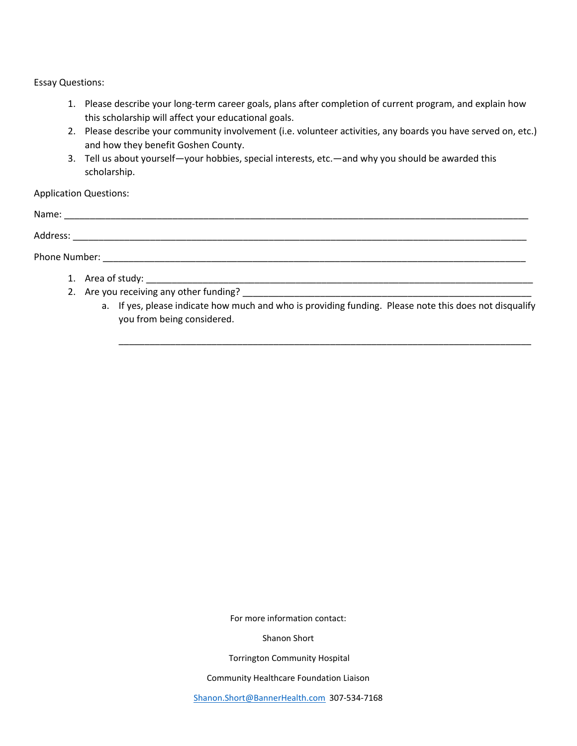Essay Questions:

1. Please describe your long-term career goals, plans after completion of current program, and explain how this scholarship will affect your educational goals.
2. Please describe your community involvement (i.e. volunteer activities, any boards you have served on, etc.) and how they benefit Goshen County.
3. Tell us about yourself—your hobbies, special interests, etc.—and why you should be awarded this scholarship.

Application Questions:

Name: ___________________________________________________________________________________________

Address: _________________________________________________________________________________________

Phone Number: ____________________________________________________________________________________

1. Area of study: ___________________________________________________________________________
2. Are you receiving any other funding? ______________________________________________________
   a. If yes, please indicate how much and who is providing funding. Please note this does not disqualify you from being considered.

      ____________________________________________________________________________________

For more information contact:

Shanon Short

Torrington Community Hospital

Community Healthcare Foundation Liaison

Shanon.Short@BannerHealth.com 307-534-7168